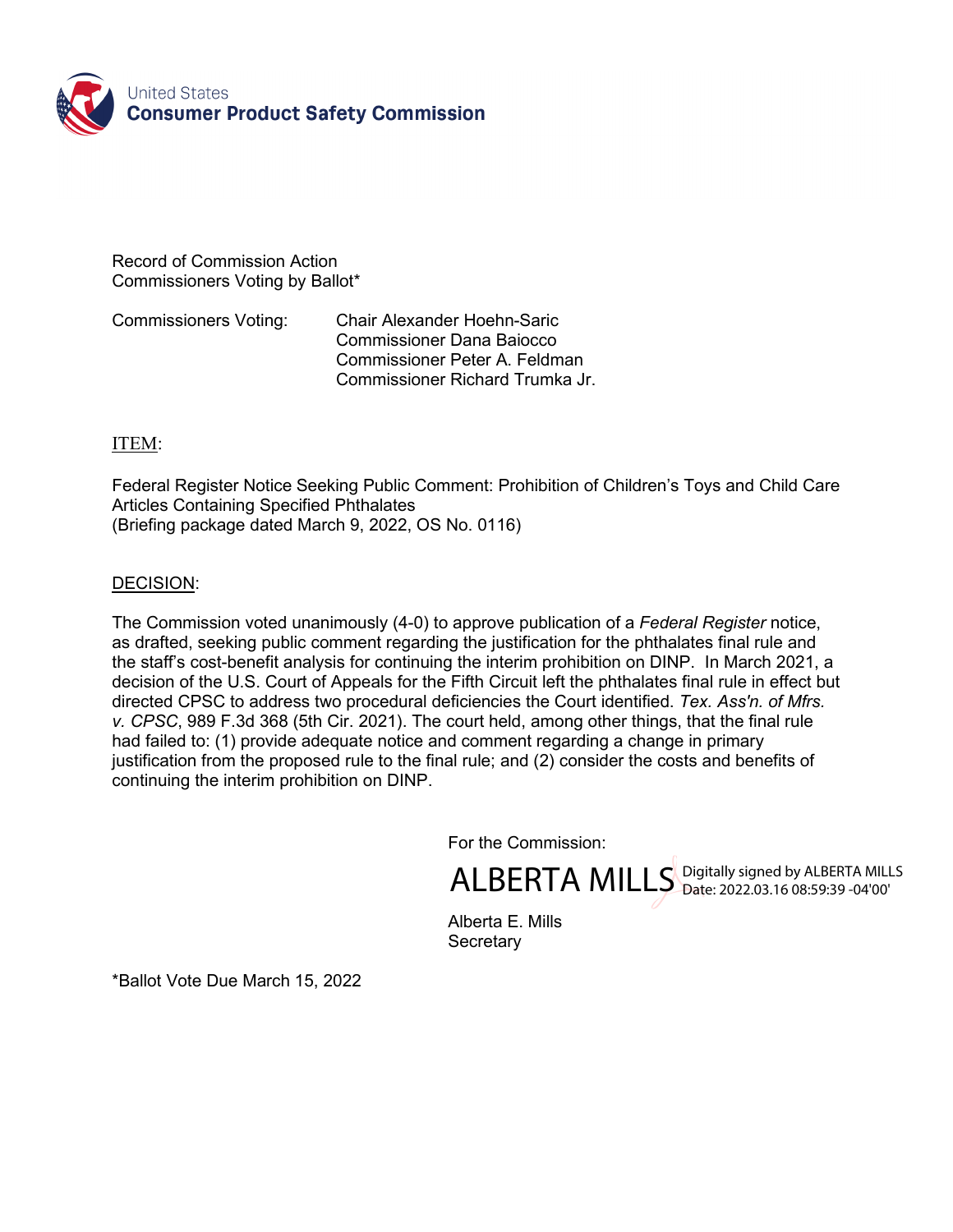United States
**Consumer Product Safety Commission**

Record of Commission Action
Commissioners Voting by Ballot*

Commissioners Voting: Chair Alexander Hoehn-Saric
Commissioner Dana Baiocco
Commissioner Peter A. Feldman
Commissioner Richard Trumka Jr.

ITEM:

Federal Register Notice Seeking Public Comment: Prohibition of Children's Toys and Child Care Articles Containing Specified Phthalates
(Briefing package dated March 9, 2022, OS No. 0116)

DECISION:

The Commission voted unanimously (4-0) to approve publication of a *Federal Register* notice, as drafted, seeking public comment regarding the justification for the phthalates final rule and the staff's cost-benefit analysis for continuing the interim prohibition on DINP. In March 2021, a decision of the U.S. Court of Appeals for the Fifth Circuit left the phthalates final rule in effect but directed CPSC to address two procedural deficiencies the Court identified. *Tex. Ass'n. of Mfrs. v. CPSC*, 989 F.3d 368 (5th Cir. 2021). The court held, among other things, that the final rule had failed to: (1) provide adequate notice and comment regarding a change in primary justification from the proposed rule to the final rule; and (2) consider the costs and benefits of continuing the interim prohibition on DINP.

For the Commission:

ALBERTA MILLS Digitally signed by ALBERTA MILLS
Date: 2022.03.16 08:59:39 -04'00'

Alberta E. Mills
Secretary

*Ballot Vote Due March 15, 2022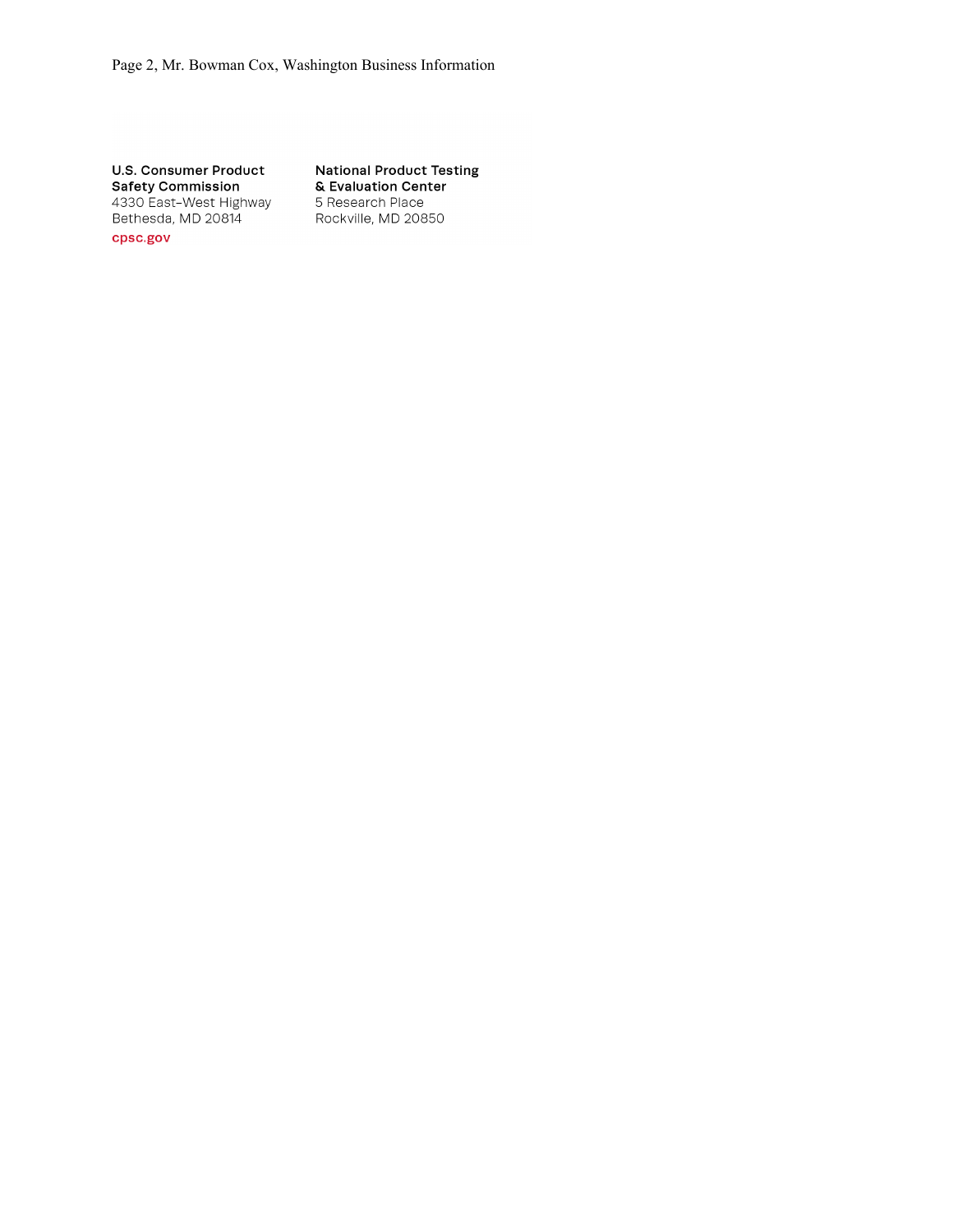**U.S. Consumer Product Safety Commission**
4330 East-West Highway
Bethesda, MD 20814

**National Product Testing & Evaluation Center**
5 Research Place
Rockville, MD 20850

cpsc.gov